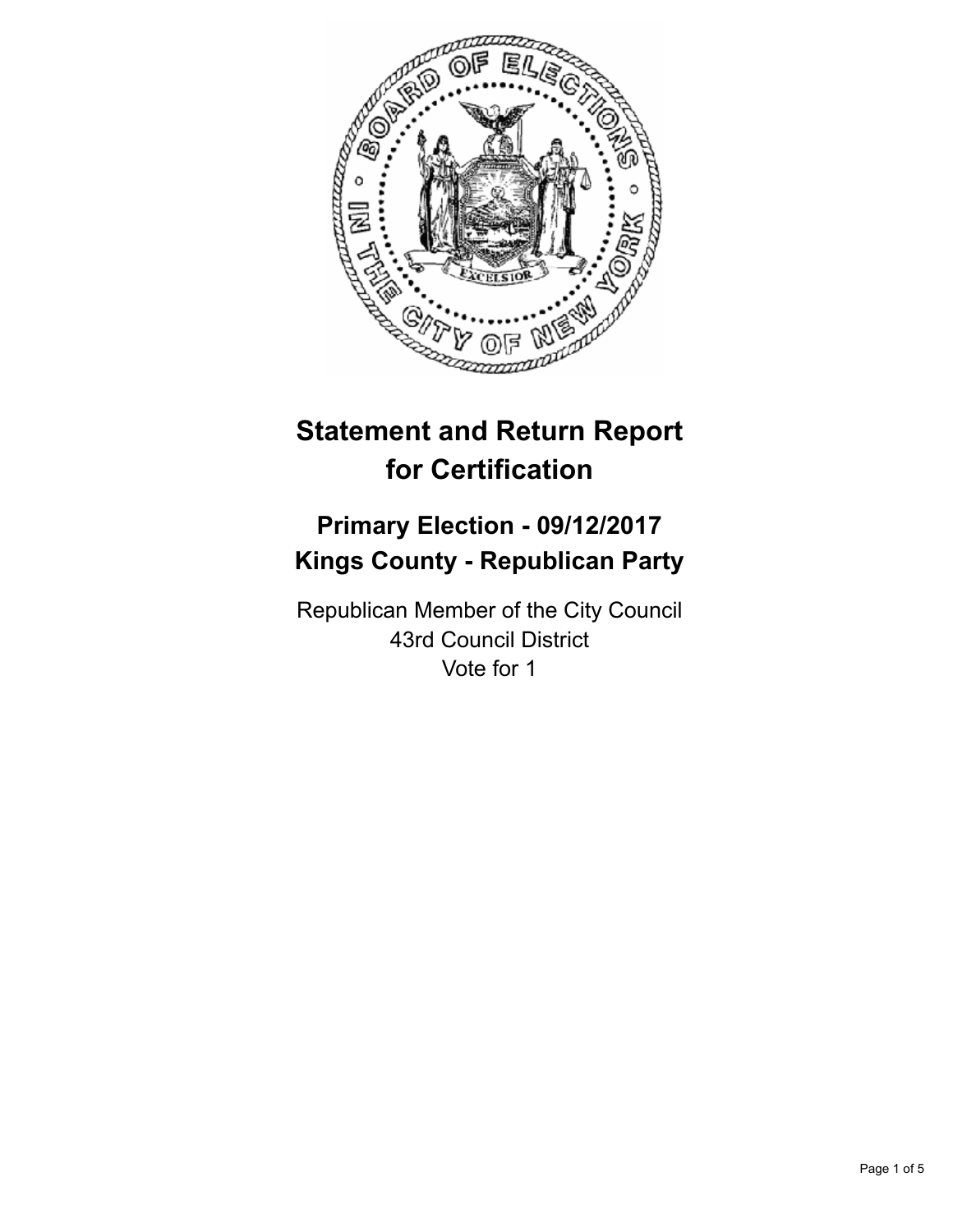# Statement and Return Report for Certification

## Primary Election - 09/12/2017
## Kings County - Republican Party

Republican Member of the City Council
43rd Council District
Vote for 1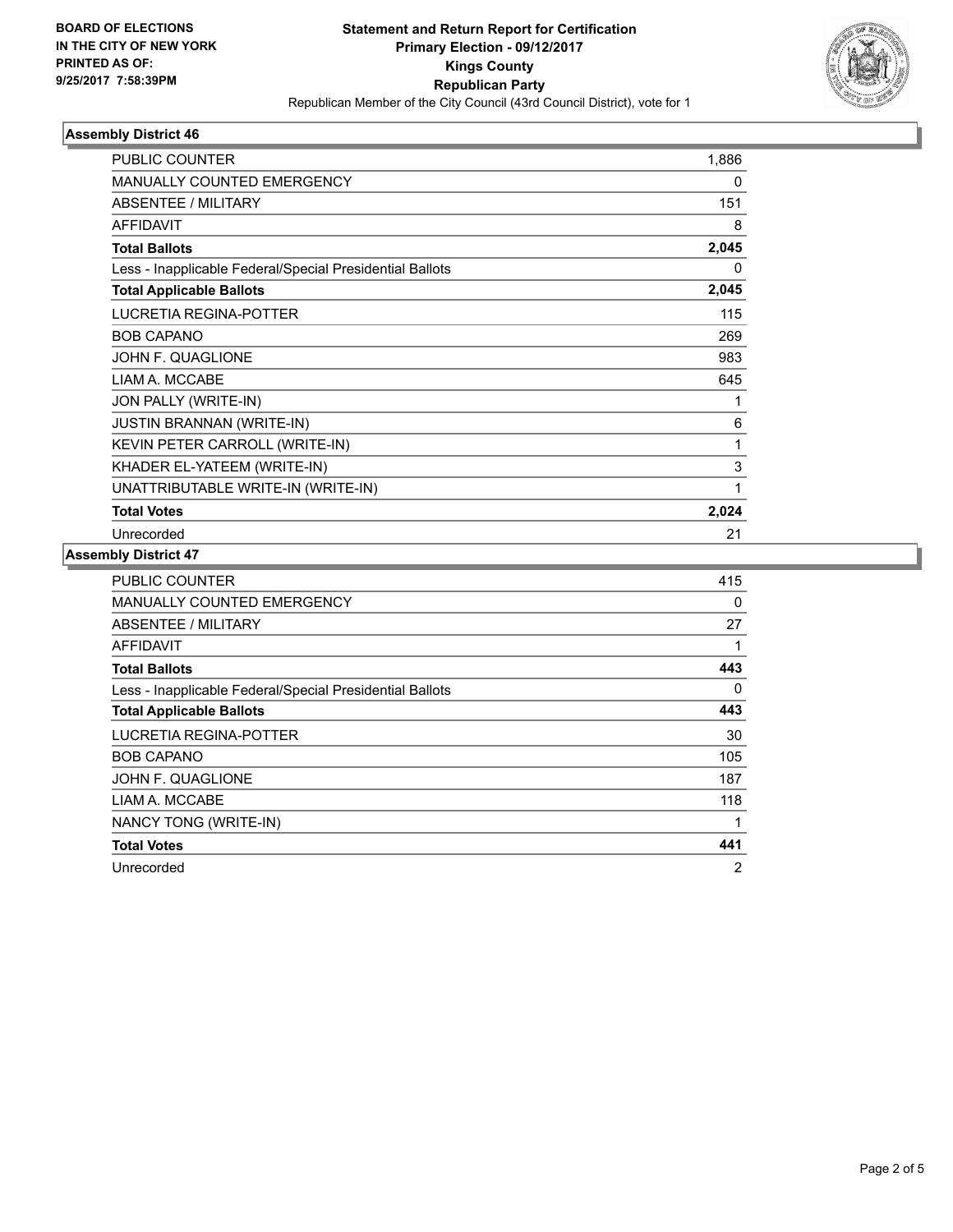**BOARD OF ELECTIONS IN THE CITY OF NEW YORK PRINTED AS OF: 9/25/2017 7:58:39PM**

# Statement and Return Report for Certification
## Primary Election - 09/12/2017
## Kings County
## Republican Party

Republican Member of the City Council (43rd Council District), vote for 1

### Assembly District 46

| | |
|---|---|
| PUBLIC COUNTER | 1,886 |
| MANUALLY COUNTED EMERGENCY | 0 |
| ABSENTEE / MILITARY | 151 |
| AFFIDAVIT | 8 |
| **Total Ballots** | **2,045** |
| Less - Inapplicable Federal/Special Presidential Ballots | 0 |
| **Total Applicable Ballots** | **2,045** |
| LUCRETIA REGINA-POTTER | 115 |
| BOB CAPANO | 269 |
| JOHN F. QUAGLIONE | 983 |
| LIAM A. MCCABE | 645 |
| JON PALLY (WRITE-IN) | 1 |
| JUSTIN BRANNAN (WRITE-IN) | 6 |
| KEVIN PETER CARROLL (WRITE-IN) | 1 |
| KHADER EL-YATEEM (WRITE-IN) | 3 |
| UNATTRIBUTABLE WRITE-IN (WRITE-IN) | 1 |
| **Total Votes** | **2,024** |
| Unrecorded | 21 |

### Assembly District 47

| | |
|---|---|
| PUBLIC COUNTER | 415 |
| MANUALLY COUNTED EMERGENCY | 0 |
| ABSENTEE / MILITARY | 27 |
| AFFIDAVIT | 1 |
| **Total Ballots** | **443** |
| Less - Inapplicable Federal/Special Presidential Ballots | 0 |
| **Total Applicable Ballots** | **443** |
| LUCRETIA REGINA-POTTER | 30 |
| BOB CAPANO | 105 |
| JOHN F. QUAGLIONE | 187 |
| LIAM A. MCCABE | 118 |
| NANCY TONG (WRITE-IN) | 1 |
| **Total Votes** | **441** |
| Unrecorded | 2 |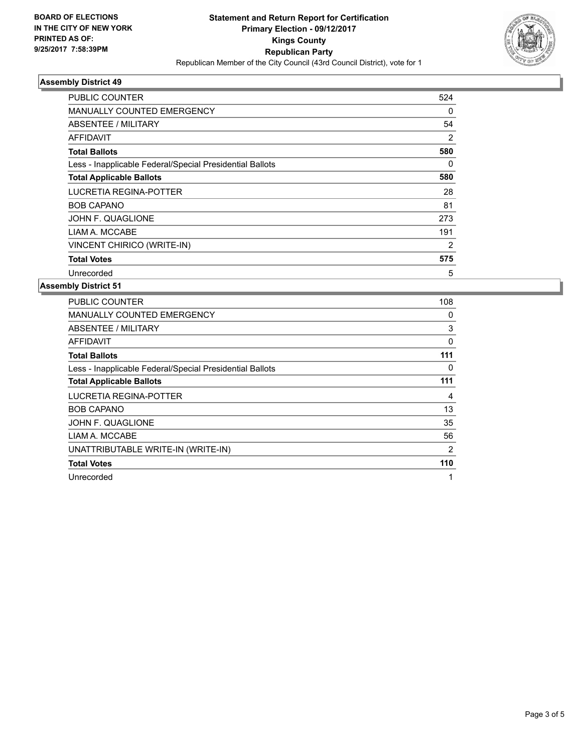**BOARD OF ELECTIONS IN THE CITY OF NEW YORK PRINTED AS OF: 9/25/2017 7:58:39PM**

# Statement and Return Report for Certification
## Primary Election - 09/12/2017
## Kings County
## Republican Party
Republican Member of the City Council (43rd Council District), vote for 1

### Assembly District 49

| | |
|---|---|
| PUBLIC COUNTER | 524 |
| MANUALLY COUNTED EMERGENCY | 0 |
| ABSENTEE / MILITARY | 54 |
| AFFIDAVIT | 2 |
| **Total Ballots** | **580** |
| Less - Inapplicable Federal/Special Presidential Ballots | 0 |
| **Total Applicable Ballots** | **580** |
| LUCRETIA REGINA-POTTER | 28 |
| BOB CAPANO | 81 |
| JOHN F. QUAGLIONE | 273 |
| LIAM A. MCCABE | 191 |
| VINCENT CHIRICO (WRITE-IN) | 2 |
| **Total Votes** | **575** |
| Unrecorded | 5 |

### Assembly District 51

| | |
|---|---|
| PUBLIC COUNTER | 108 |
| MANUALLY COUNTED EMERGENCY | 0 |
| ABSENTEE / MILITARY | 3 |
| AFFIDAVIT | 0 |
| **Total Ballots** | **111** |
| Less - Inapplicable Federal/Special Presidential Ballots | 0 |
| **Total Applicable Ballots** | **111** |
| LUCRETIA REGINA-POTTER | 4 |
| BOB CAPANO | 13 |
| JOHN F. QUAGLIONE | 35 |
| LIAM A. MCCABE | 56 |
| UNATTRIBUTABLE WRITE-IN (WRITE-IN) | 2 |
| **Total Votes** | **110** |
| Unrecorded | 1 |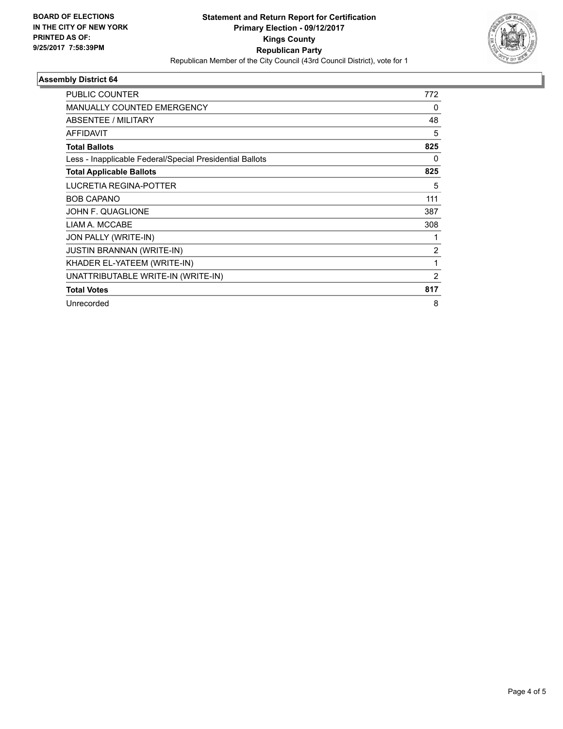**BOARD OF ELECTIONS IN THE CITY OF NEW YORK PRINTED AS OF: 9/25/2017 7:58:39PM**

# Statement and Return Report for Certification
## Primary Election - 09/12/2017
## Kings County
## Republican Party
Republican Member of the City Council (43rd Council District), vote for 1

### Assembly District 64

| | |
|---|---|
| PUBLIC COUNTER | 772 |
| MANUALLY COUNTED EMERGENCY | 0 |
| ABSENTEE / MILITARY | 48 |
| AFFIDAVIT | 5 |
| **Total Ballots** | **825** |
| Less - Inapplicable Federal/Special Presidential Ballots | 0 |
| **Total Applicable Ballots** | **825** |
| LUCRETIA REGINA-POTTER | 5 |
| BOB CAPANO | 111 |
| JOHN F. QUAGLIONE | 387 |
| LIAM A. MCCABE | 308 |
| JON PALLY (WRITE-IN) | 1 |
| JUSTIN BRANNAN (WRITE-IN) | 2 |
| KHADER EL-YATEEM (WRITE-IN) | 1 |
| UNATTRIBUTABLE WRITE-IN (WRITE-IN) | 2 |
| **Total Votes** | **817** |
| Unrecorded | 8 |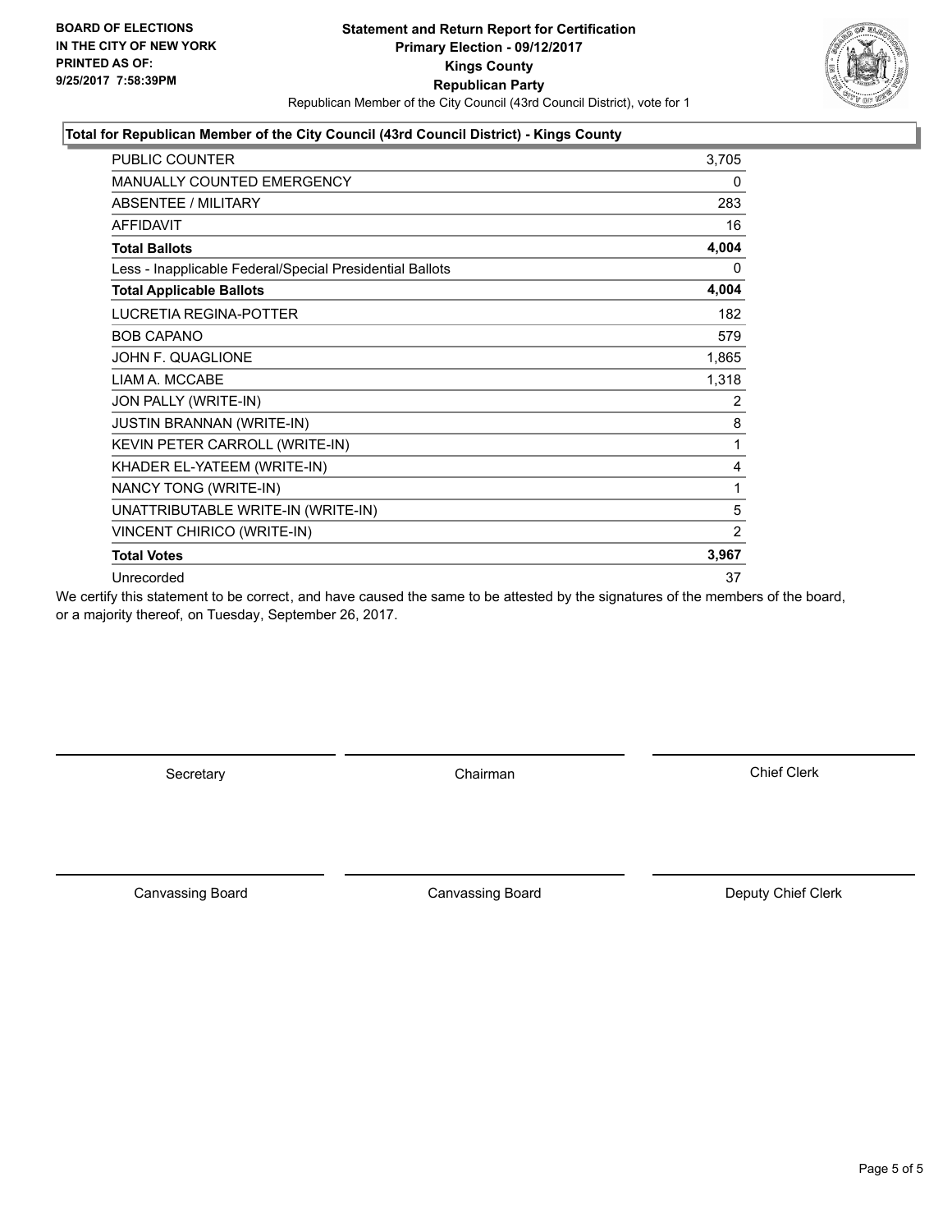**BOARD OF ELECTIONS IN THE CITY OF NEW YORK PRINTED AS OF: 9/25/2017 7:58:39PM**

**Statement and Return Report for Certification Primary Election - 09/12/2017 Kings County Republican Party**

Republican Member of the City Council (43rd Council District), vote for 1

**Total for Republican Member of the City Council (43rd Council District) - Kings County**

| | |
|---|---|
| PUBLIC COUNTER | 3,705 |
| MANUALLY COUNTED EMERGENCY | 0 |
| ABSENTEE / MILITARY | 283 |
| AFFIDAVIT | 16 |
| **Total Ballots** | **4,004** |
| Less - Inapplicable Federal/Special Presidential Ballots | 0 |
| **Total Applicable Ballots** | **4,004** |
| LUCRETIA REGINA-POTTER | 182 |
| BOB CAPANO | 579 |
| JOHN F. QUAGLIONE | 1,865 |
| LIAM A. MCCABE | 1,318 |
| JON PALLY (WRITE-IN) | 2 |
| JUSTIN BRANNAN (WRITE-IN) | 8 |
| KEVIN PETER CARROLL (WRITE-IN) | 1 |
| KHADER EL-YATEEM (WRITE-IN) | 4 |
| NANCY TONG (WRITE-IN) | 1 |
| UNATTRIBUTABLE WRITE-IN (WRITE-IN) | 5 |
| VINCENT CHIRICO (WRITE-IN) | 2 |
| **Total Votes** | **3,967** |
| Unrecorded | 37 |

We certify this statement to be correct, and have caused the same to be attested by the signatures of the members of the board, or a majority thereof, on Tuesday, September 26, 2017.

Secretary

Chairman

Chief Clerk

Canvassing Board

Canvassing Board

Deputy Chief Clerk